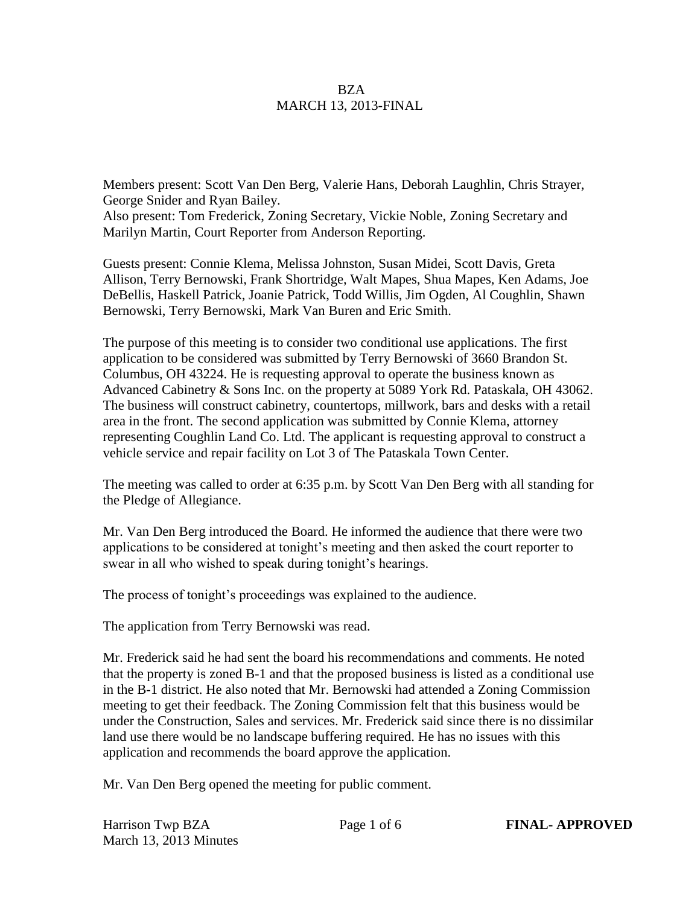# BZA
# MARCH 13, 2013-FINAL

Members present: Scott Van Den Berg, Valerie Hans, Deborah Laughlin, Chris Strayer, George Snider and Ryan Bailey.
Also present: Tom Frederick, Zoning Secretary, Vickie Noble, Zoning Secretary and Marilyn Martin, Court Reporter from Anderson Reporting.

Guests present: Connie Klema, Melissa Johnston, Susan Midei, Scott Davis, Greta Allison, Terry Bernowski, Frank Shortridge, Walt Mapes, Shua Mapes, Ken Adams, Joe DeBellis, Haskell Patrick, Joanie Patrick, Todd Willis, Jim Ogden, Al Coughlin, Shawn Bernowski, Terry Bernowski, Mark Van Buren and Eric Smith.

The purpose of this meeting is to consider two conditional use applications. The first application to be considered was submitted by Terry Bernowski of 3660 Brandon St. Columbus, OH 43224. He is requesting approval to operate the business known as Advanced Cabinetry & Sons Inc. on the property at 5089 York Rd. Pataskala, OH 43062. The business will construct cabinetry, countertops, millwork, bars and desks with a retail area in the front. The second application was submitted by Connie Klema, attorney representing Coughlin Land Co. Ltd. The applicant is requesting approval to construct a vehicle service and repair facility on Lot 3 of The Pataskala Town Center.

The meeting was called to order at 6:35 p.m. by Scott Van Den Berg with all standing for the Pledge of Allegiance.

Mr. Van Den Berg introduced the Board. He informed the audience that there were two applications to be considered at tonight's meeting and then asked the court reporter to swear in all who wished to speak during tonight's hearings.

The process of tonight's proceedings was explained to the audience.

The application from Terry Bernowski was read.

Mr. Frederick said he had sent the board his recommendations and comments. He noted that the property is zoned B-1 and that the proposed business is listed as a conditional use in the B-1 district. He also noted that Mr. Bernowski had attended a Zoning Commission meeting to get their feedback. The Zoning Commission felt that this business would be under the Construction, Sales and services. Mr. Frederick said since there is no dissimilar land use there would be no landscape buffering required. He has no issues with this application and recommends the board approve the application.

Mr. Van Den Berg opened the meeting for public comment.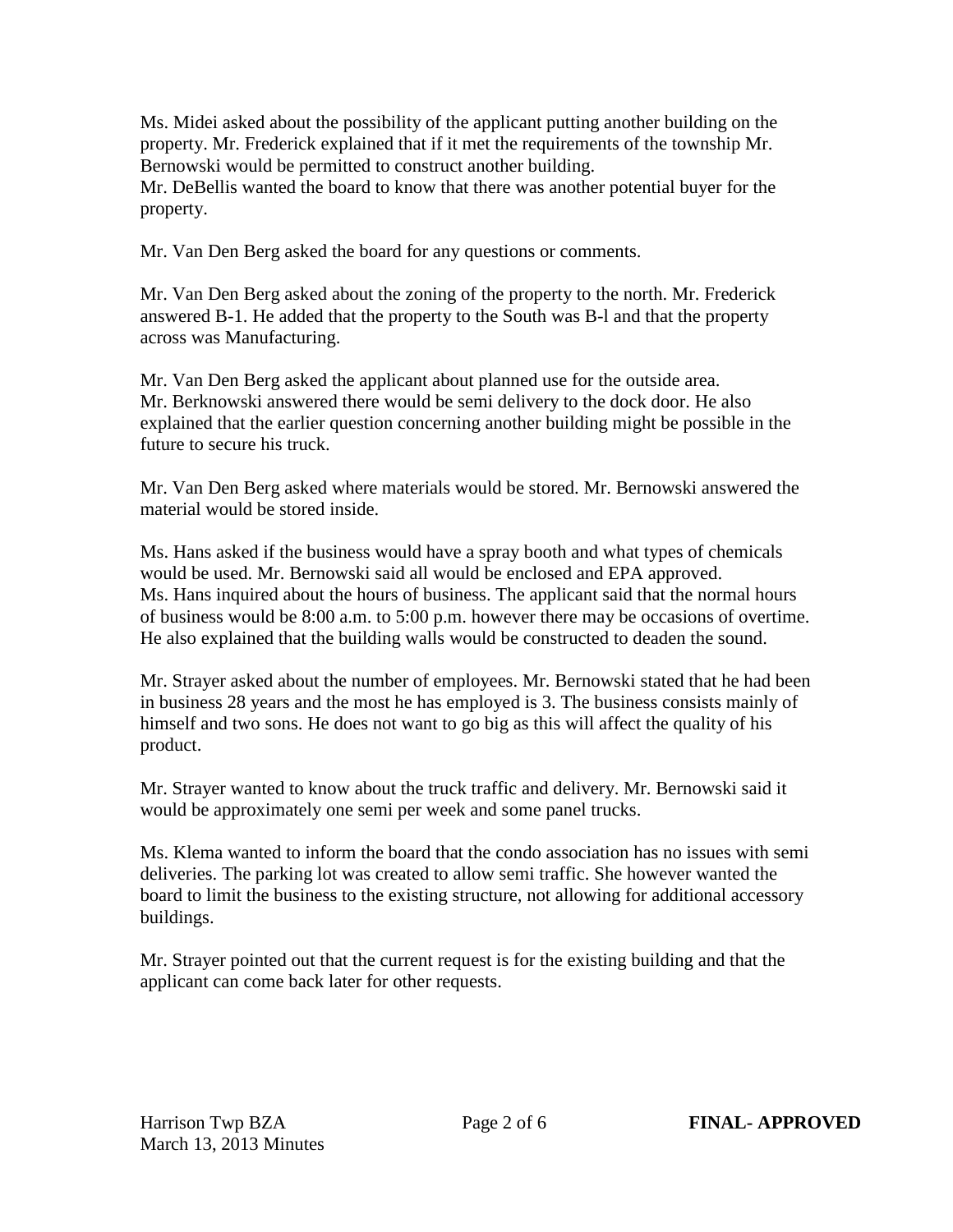Ms. Midei asked about the possibility of the applicant putting another building on the property. Mr. Frederick explained that if it met the requirements of the township Mr. Bernowski would be permitted to construct another building.
Mr. DeBellis wanted the board to know that there was another potential buyer for the property.

Mr. Van Den Berg asked the board for any questions or comments.

Mr. Van Den Berg asked about the zoning of the property to the north. Mr. Frederick answered B-1. He added that the property to the South was B-l and that the property across was Manufacturing.

Mr. Van Den Berg asked the applicant about planned use for the outside area.
Mr. Berknowski answered there would be semi delivery to the dock door. He also explained that the earlier question concerning another building might be possible in the future to secure his truck.

Mr. Van Den Berg asked where materials would be stored. Mr. Bernowski answered the material would be stored inside.

Ms. Hans asked if the business would have a spray booth and what types of chemicals would be used. Mr. Bernowski said all would be enclosed and EPA approved.
Ms. Hans inquired about the hours of business. The applicant said that the normal hours of business would be 8:00 a.m. to 5:00 p.m. however there may be occasions of overtime. He also explained that the building walls would be constructed to deaden the sound.

Mr. Strayer asked about the number of employees. Mr. Bernowski stated that he had been in business 28 years and the most he has employed is 3. The business consists mainly of himself and two sons. He does not want to go big as this will affect the quality of his product.

Mr. Strayer wanted to know about the truck traffic and delivery. Mr. Bernowski said it would be approximately one semi per week and some panel trucks.

Ms. Klema wanted to inform the board that the condo association has no issues with semi deliveries. The parking lot was created to allow semi traffic. She however wanted the board to limit the business to the existing structure, not allowing for additional accessory buildings.

Mr. Strayer pointed out that the current request is for the existing building and that the applicant can come back later for other requests.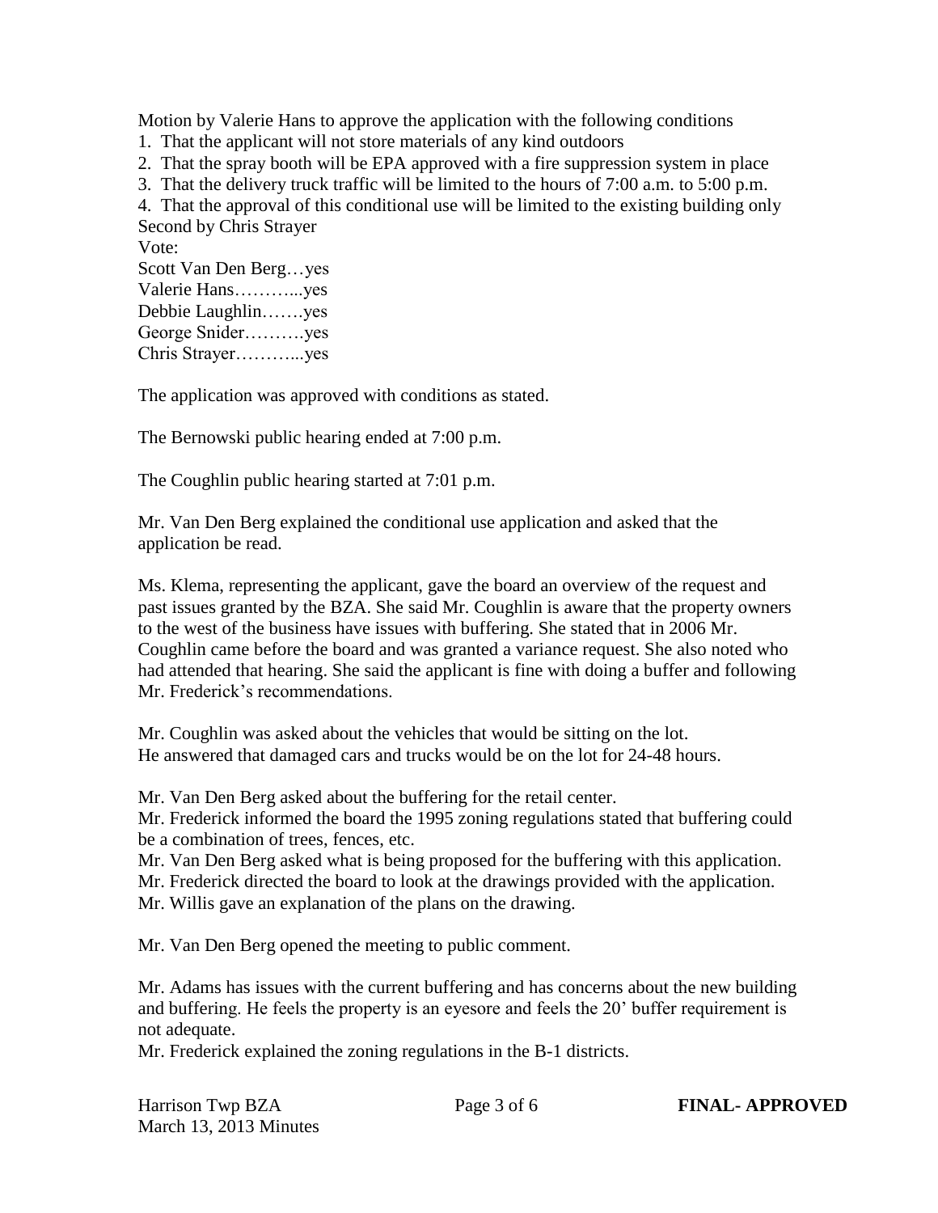Motion by Valerie Hans to approve the application with the following conditions

1. That the applicant will not store materials of any kind outdoors
2. That the spray booth will be EPA approved with a fire suppression system in place
3. That the delivery truck traffic will be limited to the hours of 7:00 a.m. to 5:00 p.m.
4. That the approval of this conditional use will be limited to the existing building only

Second by Chris Strayer

Vote:

Scott Van Den Berg…yes
Valerie Hans………...yes
Debbie Laughlin…….yes
George Snider……….yes
Chris Strayer………...yes

The application was approved with conditions as stated.

The Bernowski public hearing ended at 7:00 p.m.

The Coughlin public hearing started at 7:01 p.m.

Mr. Van Den Berg explained the conditional use application and asked that the application be read.

Ms. Klema, representing the applicant, gave the board an overview of the request and past issues granted by the BZA. She said Mr. Coughlin is aware that the property owners to the west of the business have issues with buffering. She stated that in 2006 Mr. Coughlin came before the board and was granted a variance request. She also noted who had attended that hearing. She said the applicant is fine with doing a buffer and following Mr. Frederick's recommendations.

Mr. Coughlin was asked about the vehicles that would be sitting on the lot.
He answered that damaged cars and trucks would be on the lot for 24-48 hours.

Mr. Van Den Berg asked about the buffering for the retail center.
Mr. Frederick informed the board the 1995 zoning regulations stated that buffering could be a combination of trees, fences, etc.
Mr. Van Den Berg asked what is being proposed for the buffering with this application.
Mr. Frederick directed the board to look at the drawings provided with the application.
Mr. Willis gave an explanation of the plans on the drawing.

Mr. Van Den Berg opened the meeting to public comment.

Mr. Adams has issues with the current buffering and has concerns about the new building and buffering. He feels the property is an eyesore and feels the 20' buffer requirement is not adequate.
Mr. Frederick explained the zoning regulations in the B-1 districts.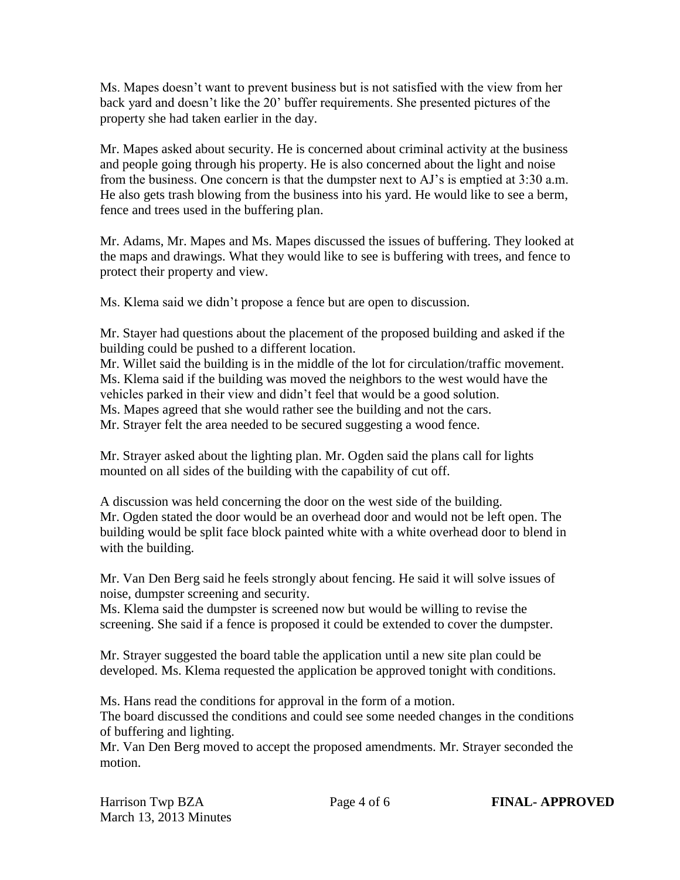Ms. Mapes doesn't want to prevent business but is not satisfied with the view from her back yard and doesn't like the 20' buffer requirements. She presented pictures of the property she had taken earlier in the day.

Mr. Mapes asked about security. He is concerned about criminal activity at the business and people going through his property. He is also concerned about the light and noise from the business. One concern is that the dumpster next to AJ's is emptied at 3:30 a.m. He also gets trash blowing from the business into his yard. He would like to see a berm, fence and trees used in the buffering plan.

Mr. Adams, Mr. Mapes and Ms. Mapes discussed the issues of buffering. They looked at the maps and drawings. What they would like to see is buffering with trees, and fence to protect their property and view.

Ms. Klema said we didn't propose a fence but are open to discussion.

Mr. Stayer had questions about the placement of the proposed building and asked if the building could be pushed to a different location.
Mr. Willet said the building is in the middle of the lot for circulation/traffic movement.
Ms. Klema said if the building was moved the neighbors to the west would have the vehicles parked in their view and didn't feel that would be a good solution.
Ms. Mapes agreed that she would rather see the building and not the cars.
Mr. Strayer felt the area needed to be secured suggesting a wood fence.

Mr. Strayer asked about the lighting plan. Mr. Ogden said the plans call for lights mounted on all sides of the building with the capability of cut off.

A discussion was held concerning the door on the west side of the building.
Mr. Ogden stated the door would be an overhead door and would not be left open. The building would be split face block painted white with a white overhead door to blend in with the building.

Mr. Van Den Berg said he feels strongly about fencing. He said it will solve issues of noise, dumpster screening and security.
Ms. Klema said the dumpster is screened now but would be willing to revise the screening. She said if a fence is proposed it could be extended to cover the dumpster.

Mr. Strayer suggested the board table the application until a new site plan could be developed. Ms. Klema requested the application be approved tonight with conditions.

Ms. Hans read the conditions for approval in the form of a motion.
The board discussed the conditions and could see some needed changes in the conditions of buffering and lighting.
Mr. Van Den Berg moved to accept the proposed amendments. Mr. Strayer seconded the motion.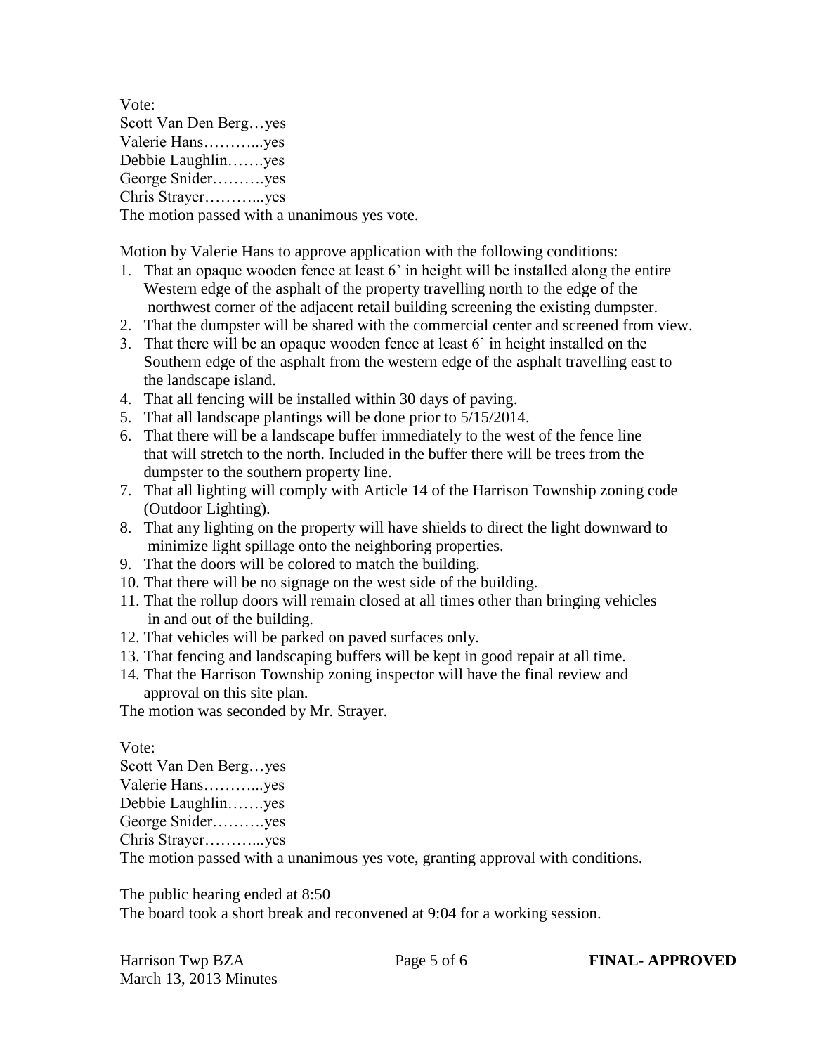Vote:
Scott Van Den Berg…yes
Valerie Hans………...yes
Debbie Laughlin…….yes
George Snider……….yes
Chris Strayer………...yes
The motion passed with a unanimous yes vote.

Motion by Valerie Hans to approve application with the following conditions:

1. That an opaque wooden fence at least 6' in height will be installed along the entire Western edge of the asphalt of the property travelling north to the edge of the northwest corner of the adjacent retail building screening the existing dumpster.
2. That the dumpster will be shared with the commercial center and screened from view.
3. That there will be an opaque wooden fence at least 6' in height installed on the Southern edge of the asphalt from the western edge of the asphalt travelling east to the landscape island.
4. That all fencing will be installed within 30 days of paving.
5. That all landscape plantings will be done prior to 5/15/2014.
6. That there will be a landscape buffer immediately to the west of the fence line that will stretch to the north. Included in the buffer there will be trees from the dumpster to the southern property line.
7. That all lighting will comply with Article 14 of the Harrison Township zoning code (Outdoor Lighting).
8. That any lighting on the property will have shields to direct the light downward to minimize light spillage onto the neighboring properties.
9. That the doors will be colored to match the building.
10. That there will be no signage on the west side of the building.
11. That the rollup doors will remain closed at all times other than bringing vehicles in and out of the building.
12. That vehicles will be parked on paved surfaces only.
13. That fencing and landscaping buffers will be kept in good repair at all time.
14. That the Harrison Township zoning inspector will have the final review and approval on this site plan.

The motion was seconded by Mr. Strayer.

Vote:
Scott Van Den Berg…yes
Valerie Hans………...yes
Debbie Laughlin…….yes
George Snider……….yes
Chris Strayer………...yes
The motion passed with a unanimous yes vote, granting approval with conditions.

The public hearing ended at 8:50
The board took a short break and reconvened at 9:04 for a working session.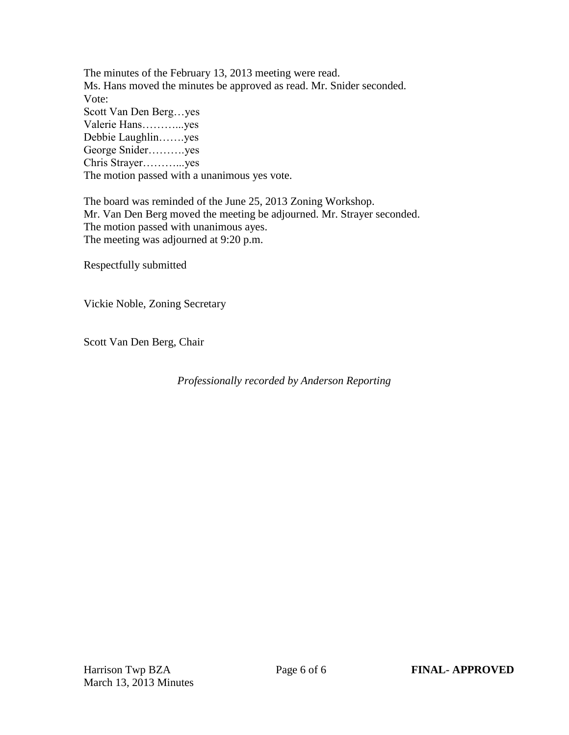The minutes of the February 13, 2013 meeting were read.
Ms. Hans moved the minutes be approved as read. Mr. Snider seconded.
Vote:
Scott Van Den Berg…yes
Valerie Hans………...yes
Debbie Laughlin…….yes
George Snider……….yes
Chris Strayer………...yes
The motion passed with a unanimous yes vote.

The board was reminded of the June 25, 2013 Zoning Workshop.
Mr. Van Den Berg moved the meeting be adjourned. Mr. Strayer seconded.
The motion passed with unanimous ayes.
The meeting was adjourned at 9:20 p.m.

Respectfully submitted

Vickie Noble, Zoning Secretary

Scott Van Den Berg, Chair

*Professionally recorded by Anderson Reporting*